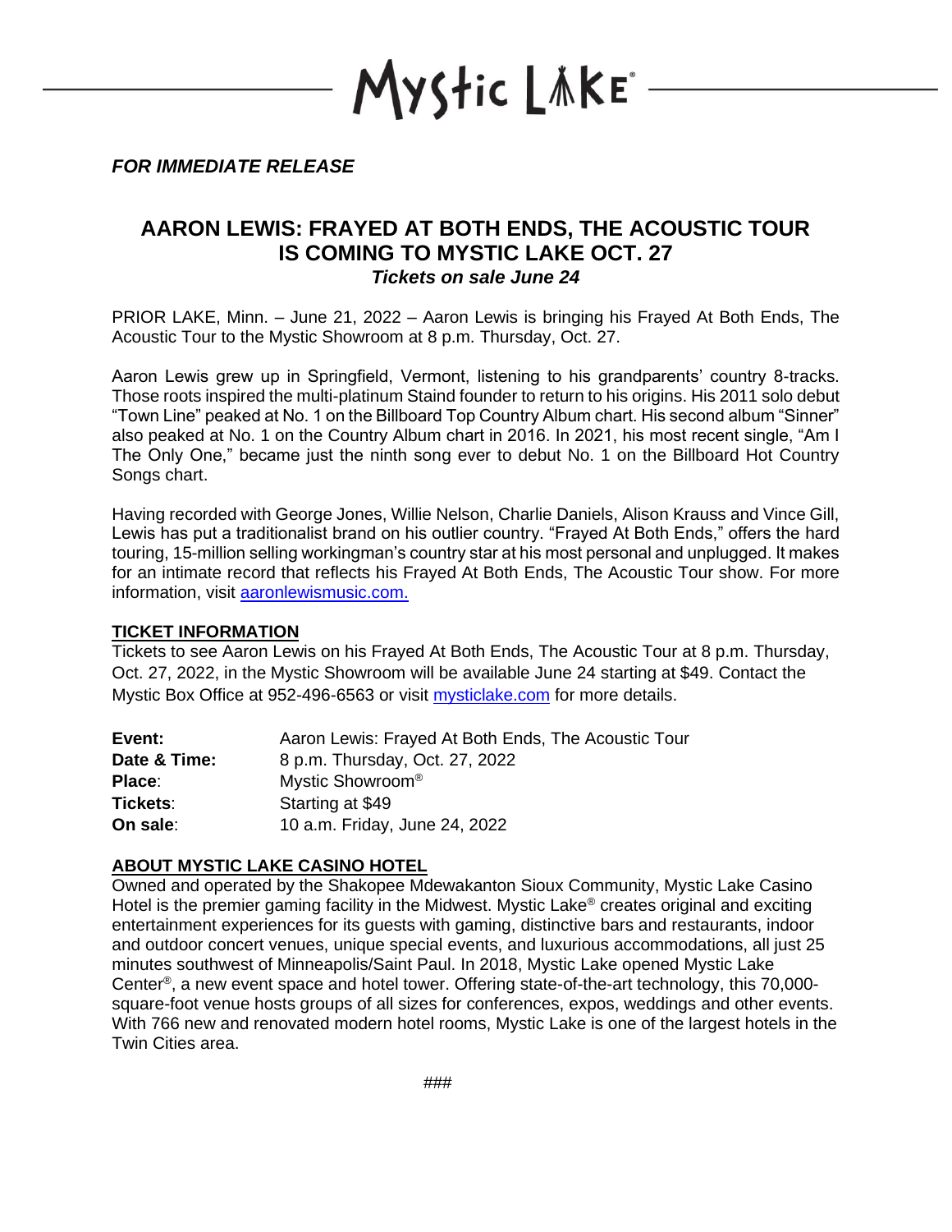# Mystic Lake

***FOR IMMEDIATE RELEASE***

## AARON LEWIS: FRAYED AT BOTH ENDS, THE ACOUSTIC TOUR IS COMING TO MYSTIC LAKE OCT. 27

***Tickets on sale June 24***

PRIOR LAKE, Minn. – June 21, 2022 – Aaron Lewis is bringing his Frayed At Both Ends, The Acoustic Tour to the Mystic Showroom at 8 p.m. Thursday, Oct. 27.

Aaron Lewis grew up in Springfield, Vermont, listening to his grandparents' country 8-tracks. Those roots inspired the multi-platinum Staind founder to return to his origins. His 2011 solo debut "Town Line" peaked at No. 1 on the Billboard Top Country Album chart. His second album "Sinner" also peaked at No. 1 on the Country Album chart in 2016. In 2021, his most recent single, "Am I The Only One," became just the ninth song ever to debut No. 1 on the Billboard Hot Country Songs chart.

Having recorded with George Jones, Willie Nelson, Charlie Daniels, Alison Krauss and Vince Gill, Lewis has put a traditionalist brand on his outlier country. "Frayed At Both Ends," offers the hard touring, 15-million selling workingman's country star at his most personal and unplugged. It makes for an intimate record that reflects his Frayed At Both Ends, The Acoustic Tour show. For more information, visit [aaronlewismusic.com.](aaronlewismusic.com)

### TICKET INFORMATION

Tickets to see Aaron Lewis on his Frayed At Both Ends, The Acoustic Tour at 8 p.m. Thursday, Oct. 27, 2022, in the Mystic Showroom will be available June 24 starting at $49. Contact the Mystic Box Office at 952-496-6563 or visit [mysticlake.com](mysticlake.com) for more details.

| | |
|---|---|
| **Event:** | Aaron Lewis: Frayed At Both Ends, The Acoustic Tour |
| **Date & Time:** | 8 p.m. Thursday, Oct. 27, 2022 |
| **Place**: | Mystic Showroom® |
| **Tickets**: | Starting at $49 |
| **On sale**: | 10 a.m. Friday, June 24, 2022 |

### ABOUT MYSTIC LAKE CASINO HOTEL

Owned and operated by the Shakopee Mdewakanton Sioux Community, Mystic Lake Casino Hotel is the premier gaming facility in the Midwest. Mystic Lake® creates original and exciting entertainment experiences for its guests with gaming, distinctive bars and restaurants, indoor and outdoor concert venues, unique special events, and luxurious accommodations, all just 25 minutes southwest of Minneapolis/Saint Paul. In 2018, Mystic Lake opened Mystic Lake Center®, a new event space and hotel tower. Offering state-of-the-art technology, this 70,000-square-foot venue hosts groups of all sizes for conferences, expos, weddings and other events. With 766 new and renovated modern hotel rooms, Mystic Lake is one of the largest hotels in the Twin Cities area.

###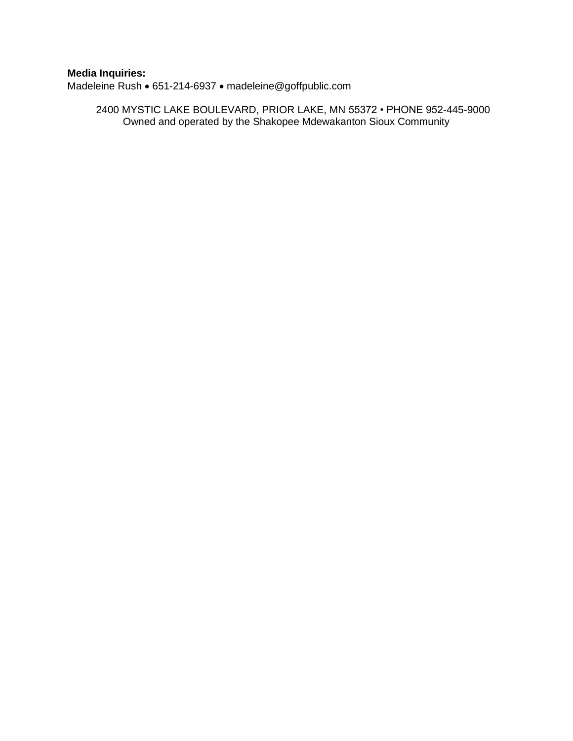**Media Inquiries:**
Madeleine Rush • 651-214-6937 • madeleine@goffpublic.com

2400 MYSTIC LAKE BOULEVARD, PRIOR LAKE, MN 55372 • PHONE 952-445-9000
Owned and operated by the Shakopee Mdewakanton Sioux Community